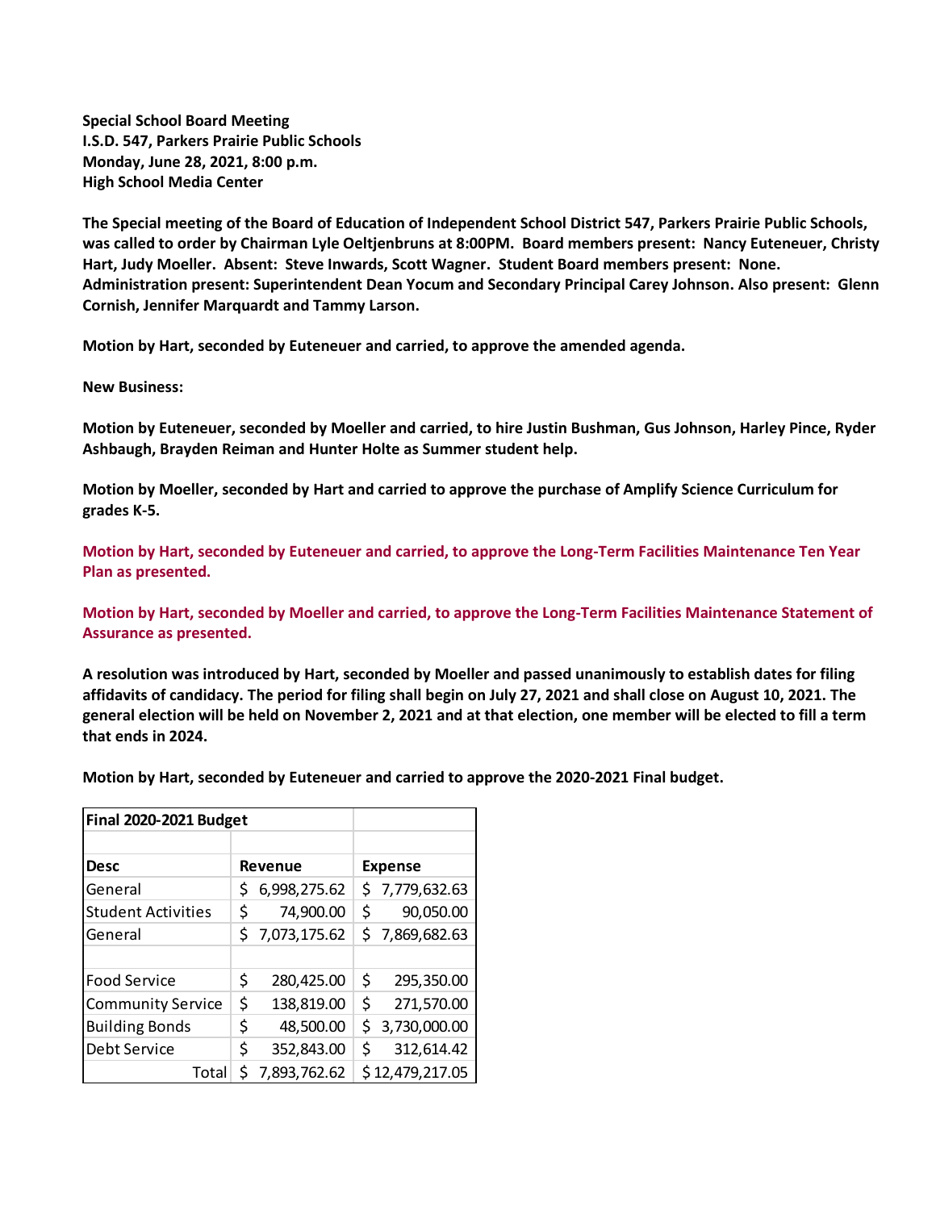**Special School Board Meeting**
**I.S.D. 547, Parkers Prairie Public Schools**
**Monday, June 28, 2021, 8:00 p.m.**
**High School Media Center**

**The Special meeting of the Board of Education of Independent School District 547, Parkers Prairie Public Schools, was called to order by Chairman Lyle Oeltjenbruns at 8:00PM. Board members present: Nancy Euteneuer, Christy Hart, Judy Moeller. Absent: Steve Inwards, Scott Wagner. Student Board members present: None. Administration present: Superintendent Dean Yocum and Secondary Principal Carey Johnson. Also present: Glenn Cornish, Jennifer Marquardt and Tammy Larson.**

**Motion by Hart, seconded by Euteneuer and carried, to approve the amended agenda.**

**New Business:**

**Motion by Euteneuer, seconded by Moeller and carried, to hire Justin Bushman, Gus Johnson, Harley Pince, Ryder Ashbaugh, Brayden Reiman and Hunter Holte as Summer student help.**

**Motion by Moeller, seconded by Hart and carried to approve the purchase of Amplify Science Curriculum for grades K-5.**

**Motion by Hart, seconded by Euteneuer and carried, to approve the Long-Term Facilities Maintenance Ten Year Plan as presented.**

**Motion by Hart, seconded by Moeller and carried, to approve the Long-Term Facilities Maintenance Statement of Assurance as presented.**

**A resolution was introduced by Hart, seconded by Moeller and passed unanimously to establish dates for filing affidavits of candidacy. The period for filing shall begin on July 27, 2021 and shall close on August 10, 2021. The general election will be held on November 2, 2021 and at that election, one member will be elected to fill a term that ends in 2024.**

**Motion by Hart, seconded by Euteneuer and carried to approve the 2020-2021 Final budget.**

| **Final 2020-2021 Budget** | | |
|---|---|---|
| | | |
| **Desc** | **Revenue** | **Expense** |
| General | $ 6,998,275.62 | $ 7,779,632.63 |
| Student Activities | $ 74,900.00 | $ 90,050.00 |
| General | $ 7,073,175.62 | $ 7,869,682.63 |
| | | |
| Food Service | $ 280,425.00 | $ 295,350.00 |
| Community Service | $ 138,819.00 | $ 271,570.00 |
| Building Bonds | $ 48,500.00 | $ 3,730,000.00 |
| Debt Service | $ 352,843.00 | $ 312,614.42 |
| Total | $ 7,893,762.62 | $ 12,479,217.05 |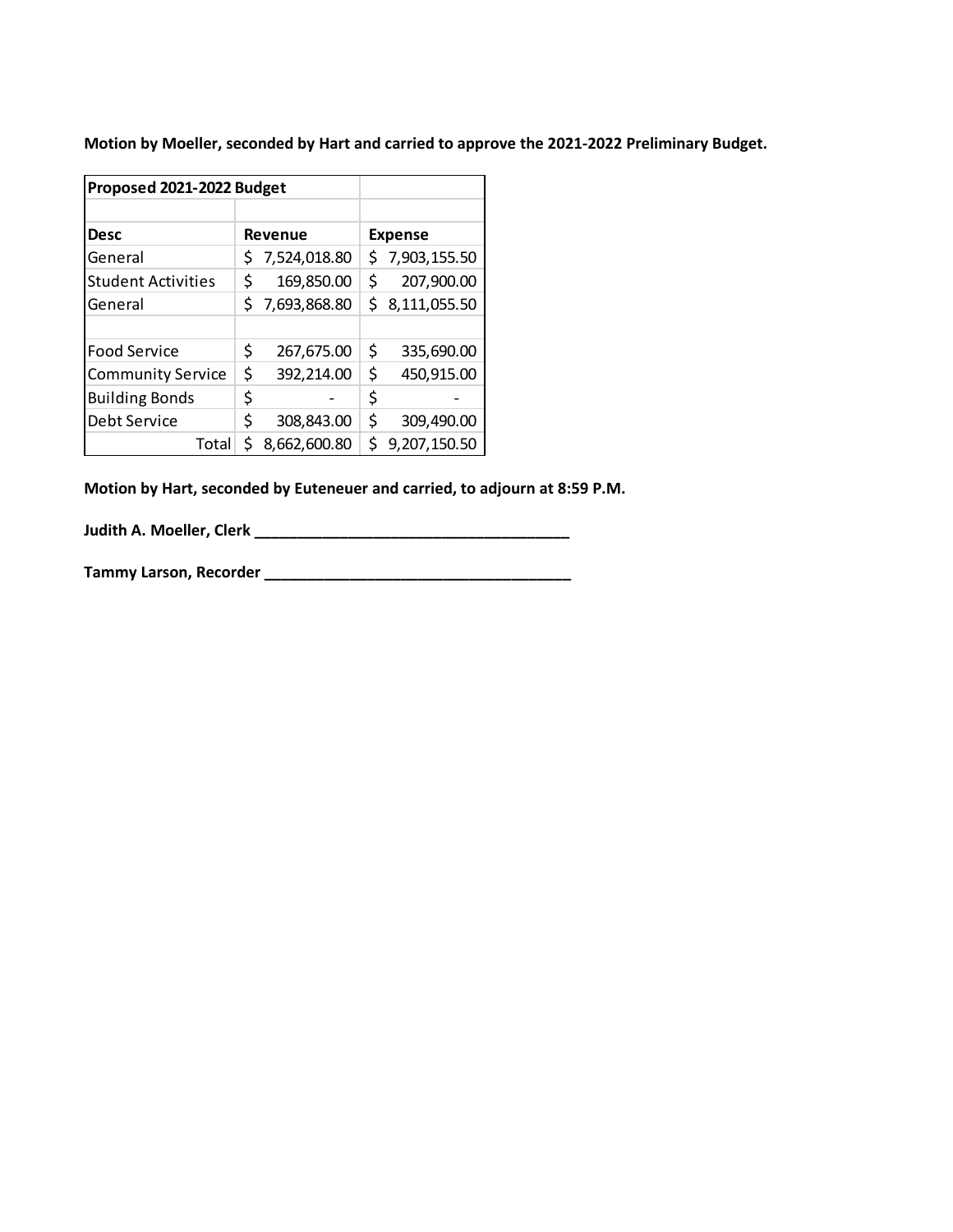**Motion by Moeller, seconded by Hart and carried to approve the 2021-2022 Preliminary Budget.**

| **Proposed 2021-2022 Budget** | | |
|---|---|---|
| | | |
| **Desc** | **Revenue** | **Expense** |
| General | $ 7,524,018.80 | $ 7,903,155.50 |
| Student Activities | $ 169,850.00 | $ 207,900.00 |
| General | $ 7,693,868.80 | $ 8,111,055.50 |
| | | |
| Food Service | $ 267,675.00 | $ 335,690.00 |
| Community Service | $ 392,214.00 | $ 450,915.00 |
| Building Bonds | $ - | $ - |
| Debt Service | $ 308,843.00 | $ 309,490.00 |
| Total | $ 8,662,600.80 | $ 9,207,150.50 |

**Motion by Hart, seconded by Euteneuer and carried, to adjourn at 8:59 P.M.**

**Judith A. Moeller, Clerk ____________________________________**

**Tammy Larson, Recorder ____________________________________**